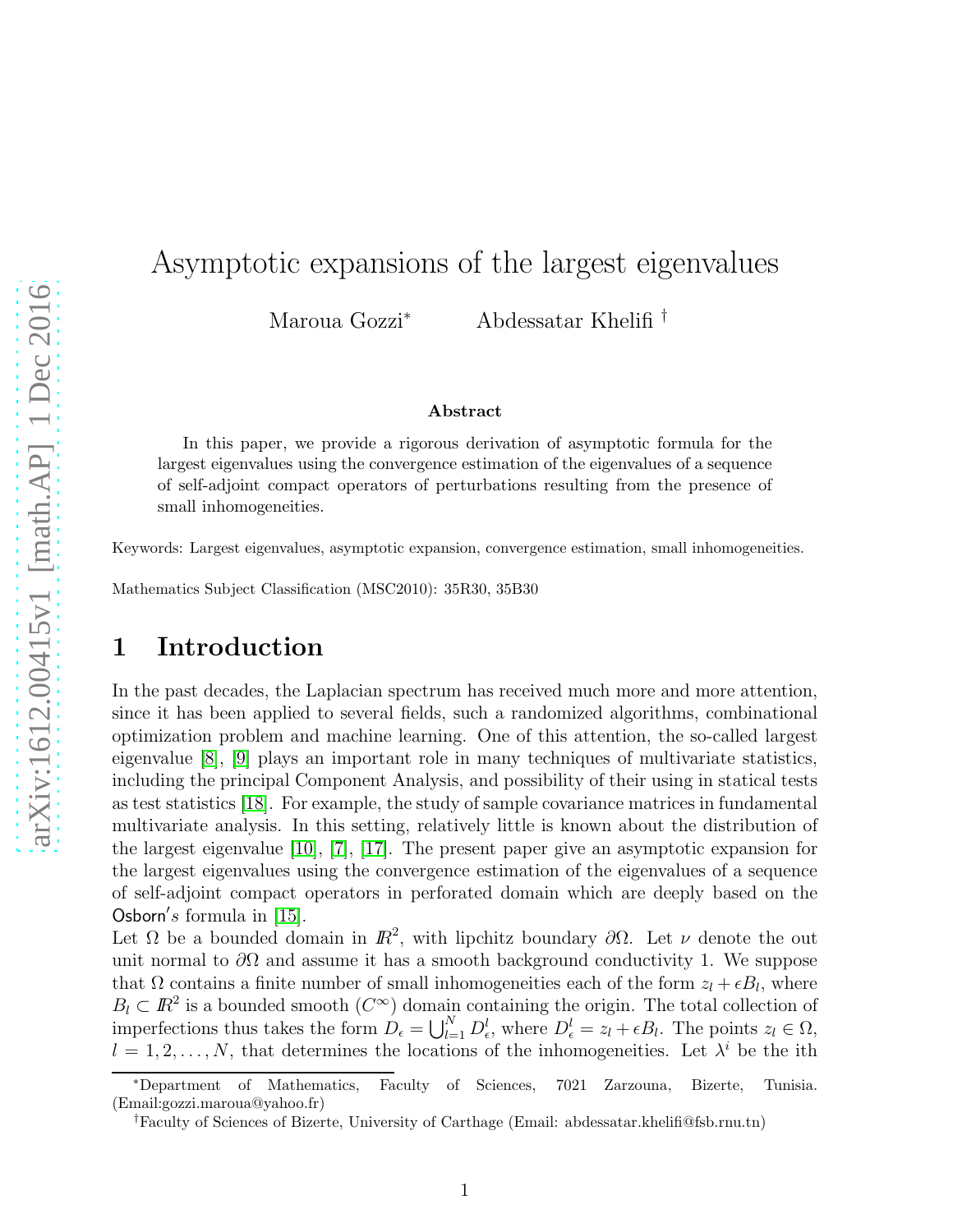# Asymptotic expansions of the largest eigenvalues

Maroua Gozzi[*] Abdessatar Khelifi[†]

### Abstract

In this paper, we provide a rigorous derivation of asymptotic formula for the largest eigenvalues using the convergence estimation of the eigenvalues of a sequence of self-adjoint compact operators of perturbations resulting from the presence of small inhomogeneities.

Keywords: Largest eigenvalues, asymptotic expansion, convergence estimation, small inhomogeneities.

Mathematics Subject Classification (MSC2010): 35R30, 35B30

## 1 Introduction

In the past decades, the Laplacian spectrum has received much more and more attention, since it has been applied to several fields, such a randomized algorithms, combinational optimization problem and machine learning. One of this attention, the so-called largest eigenvalue [8], [9] plays an important role in many techniques of multivariate statistics, including the principal Component Analysis, and possibility of their using in statical tests as test statistics [18]. For example, the study of sample covariance matrices in fundamental multivariate analysis. In this setting, relatively little is known about the distribution of the largest eigenvalue [10], [7], [17]. The present paper give an asymptotic expansion for the largest eigenvalues using the convergence estimation of the eigenvalues of a sequence of self-adjoint compact operators in perforated domain which are deeply based on the $\mathsf{Osborn}'s$ formula in [15].

Let $\Omega$ be a bounded domain in $I\!R^2$, with lipchitz boundary $\partial\Omega$. Let $\nu$ denote the out unit normal to $\partial\Omega$ and assume it has a smooth background conductivity 1. We suppose that $\Omega$ contains a finite number of small inhomogeneities each of the form $z_l + \epsilon B_l$, where $B_l \subset I\!R^2$ is a bounded smooth ($C^\infty$) domain containing the origin. The total collection of imperfections thus takes the form $D_\epsilon = \bigcup_{l=1}^{N} D_\epsilon^l$, where $D_\epsilon^l = z_l + \epsilon B_l$. The points $z_l \in \Omega$, $l = 1, 2, \ldots, N$, that determines the locations of the inhomogeneities. Let $\lambda^i$ be the ith

---

[*] Department of Mathematics, Faculty of Sciences, 7021 Zarzouna, Bizerte, Tunisia. (Email:gozzi.maroua@yahoo.fr)

[†] Faculty of Sciences of Bizerte, University of Carthage (Email: abdessatar.khelifi@fsb.rnu.tn)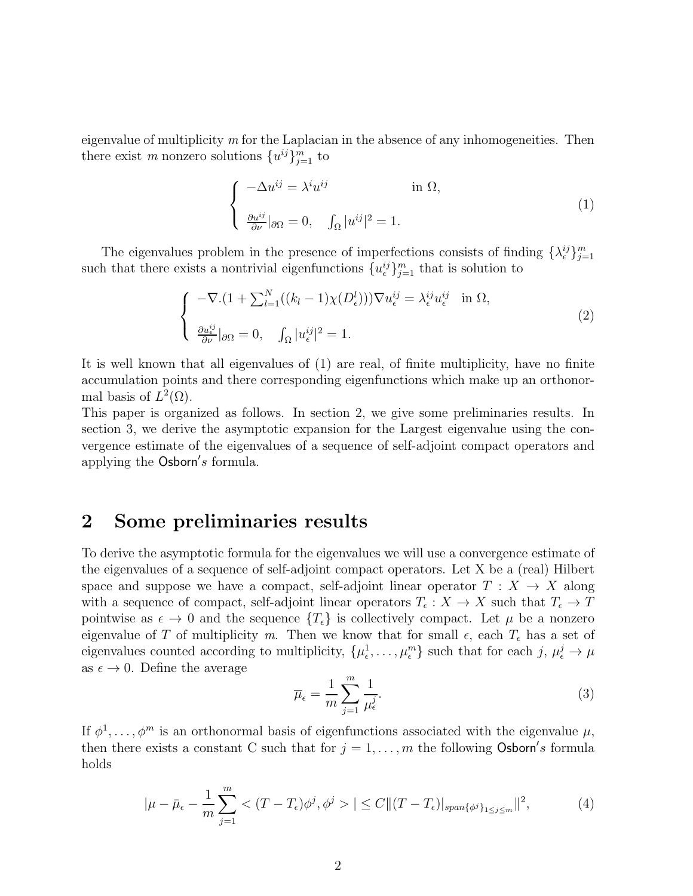eigenvalue of multiplicity $m$ for the Laplacian in the absence of any inhomogeneities. Then there exist $m$ nonzero solutions $\{u^{ij}\}_{j=1}^m$ to

$$\begin{cases} -\Delta u^{ij} = \lambda^i u^{ij} & \text{in } \Omega, \\ \frac{\partial u^{ij}}{\partial \nu}|_{\partial\Omega} = 0, \quad \int_\Omega |u^{ij}|^2 = 1. \end{cases} \tag{1}$$

The eigenvalues problem in the presence of imperfections consists of finding $\{\lambda_\epsilon^{ij}\}_{j=1}^m$ such that there exists a nontrivial eigenfunctions $\{u_\epsilon^{ij}\}_{j=1}^m$ that is solution to

$$\begin{cases} -\nabla.(1 + \sum_{l=1}^N ((k_l - 1)\chi(D_\epsilon^l)))\nabla u_\epsilon^{ij} = \lambda_\epsilon^{ij} u_\epsilon^{ij} & \text{in } \Omega, \\ \frac{\partial u_\epsilon^{ij}}{\partial \nu}|_{\partial\Omega} = 0, \quad \int_\Omega |u_\epsilon^{ij}|^2 = 1. \end{cases} \tag{2}$$

It is well known that all eigenvalues of (1) are real, of finite multiplicity, have no finite accumulation points and there corresponding eigenfunctions which make up an orthonormal basis of $L^2(\Omega)$.
This paper is organized as follows. In section 2, we give some preliminaries results. In section 3, we derive the asymptotic expansion for the Largest eigenvalue using the convergence estimate of the eigenvalues of a sequence of self-adjoint compact operators and applying the $\mathsf{Osborn}'s$ formula.

## 2 Some preliminaries results

To derive the asymptotic formula for the eigenvalues we will use a convergence estimate of the eigenvalues of a sequence of self-adjoint compact operators. Let X be a (real) Hilbert space and suppose we have a compact, self-adjoint linear operator $T : X \to X$ along with a sequence of compact, self-adjoint linear operators $T_\epsilon : X \to X$ such that $T_\epsilon \to T$ pointwise as $\epsilon \to 0$ and the sequence $\{T_\epsilon\}$ is collectively compact. Let $\mu$ be a nonzero eigenvalue of $T$ of multiplicity $m$. Then we know that for small $\epsilon$, each $T_\epsilon$ has a set of eigenvalues counted according to multiplicity, $\{\mu_\epsilon^1, \ldots, \mu_\epsilon^m\}$ such that for each $j$, $\mu_\epsilon^j \to \mu$ as $\epsilon \to 0$. Define the average

$$\overline{\mu}_\epsilon = \frac{1}{m}\sum_{j=1}^m \frac{1}{\mu_\epsilon^j}. \tag{3}$$

If $\phi^1, \ldots, \phi^m$ is an orthonormal basis of eigenfunctions associated with the eigenvalue $\mu$, then there exists a constant C such that for $j = 1, \ldots, m$ the following $\mathsf{Osborn}'s$ formula holds

$$|\mu - \bar{\mu}_\epsilon - \frac{1}{m}\sum_{j=1}^m < (T - T_\epsilon)\phi^j, \phi^j > | \leq C\|(T - T_\epsilon)|_{span\{\phi^j\}_{1\leq j\leq m}}\|^2, \tag{4}$$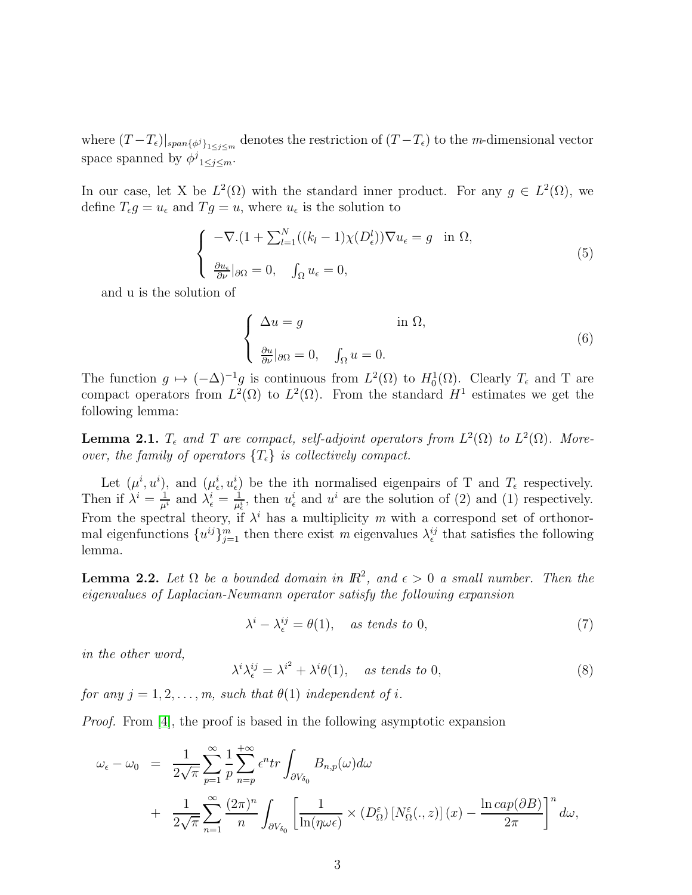where $(T-T_\epsilon)|_{span\{\phi^j\}_{1\le j\le m}}$ denotes the restriction of $(T-T_\epsilon)$ to the $m$-dimensional vector space spanned by ${\phi^j}_{1\le j\le m}$.

In our case, let X be $L^2(\Omega)$ with the standard inner product. For any $g \in L^2(\Omega)$, we define $T_\epsilon g = u_\epsilon$ and $Tg = u$, where $u_\epsilon$ is the solution to

$$
\begin{cases}
-\nabla.(1+\sum_{l=1}^{N}((k_l-1)\chi(D_\epsilon^l))\nabla u_\epsilon = g \quad \text{in } \Omega, \\[2ex]
\frac{\partial u_\epsilon}{\partial \nu}|_{\partial\Omega} = 0, \quad \int_\Omega u_\epsilon = 0,
\end{cases}
\tag{5}
$$

and u is the solution of

$$
\begin{cases}
\Delta u = g \qquad\qquad\qquad \text{in } \Omega, \\[2ex]
\frac{\partial u}{\partial \nu}|_{\partial\Omega} = 0, \quad \int_\Omega u = 0.
\end{cases}
\tag{6}
$$

The function $g \mapsto (-\Delta)^{-1}g$ is continuous from $L^2(\Omega)$ to $H_0^1(\Omega)$. Clearly $T_\epsilon$ and T are compact operators from $L^2(\Omega)$ to $L^2(\Omega)$. From the standard $H^1$ estimates we get the following lemma:

**Lemma 2.1.** *$T_\epsilon$ and $T$ are compact, self-adjoint operators from $L^2(\Omega)$ to $L^2(\Omega)$. Moreover, the family of operators $\{T_\epsilon\}$ is collectively compact.*

Let $(\mu^i, u^i)$, and $(\mu^i_\epsilon, u^i_\epsilon)$ be the ith normalised eigenpairs of T and $T_\epsilon$ respectively. Then if $\lambda^i = \frac{1}{\mu^i}$ and $\lambda^i_\epsilon = \frac{1}{\mu^i_\epsilon}$, then $u^i_\epsilon$ and $u^i$ are the solution of (2) and (1) respectively. From the spectral theory, if $\lambda^i$ has a multiplicity $m$ with a correspond set of orthonormal eigenfunctions $\{u^{ij}\}_{j=1}^m$ then there exist $m$ eigenvalues $\lambda^{ij}_\epsilon$ that satisfies the following lemma.

**Lemma 2.2.** *Let $\Omega$ be a bounded domain in $\mathbb{R}^2$, and $\epsilon > 0$ a small number. Then the eigenvalues of Laplacian-Neumann operator satisfy the following expansion*

$$
\lambda^i - \lambda^{ij}_\epsilon = \theta(1), \quad \textit{as tends to } 0,
\tag{7}
$$

*in the other word,*

$$
\lambda^i\lambda^{ij}_\epsilon = \lambda^{i^2} + \lambda^i\theta(1), \quad \textit{as tends to } 0,
\tag{8}
$$

*for any $j = 1, 2, \ldots, m$, such that $\theta(1)$ independent of $i$.*

*Proof.* From [4], the proof is based in the following asymptotic expansion

$$
\begin{aligned}
\omega_\epsilon - \omega_0 &= \frac{1}{2\sqrt{\pi}}\sum_{p=1}^{\infty}\frac{1}{p}\sum_{n=p}^{+\infty}\epsilon^n tr\int_{\partial V_{\delta_0}} B_{n,p}(\omega)d\omega \\
&+ \frac{1}{2\sqrt{\pi}}\sum_{n=1}^{\infty}\frac{(2\pi)^n}{n}\int_{\partial V_{\delta_0}}\left[\frac{1}{\ln(\eta\omega\epsilon)} \times \left(D^\varepsilon_\Omega\right)\left[N^\varepsilon_\Omega(.,z)\right](x) - \frac{\ln cap(\partial B)}{2\pi}\right]^n d\omega,
\end{aligned}
$$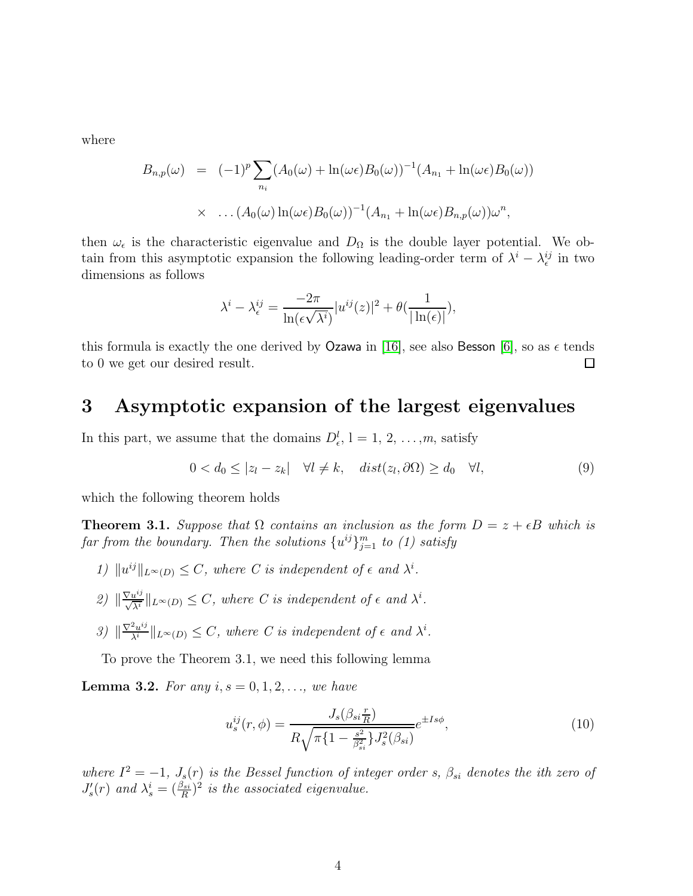where

$$
\begin{aligned}
B_{n,p}(\omega) &= (-1)^p \sum_{n_i} (A_0(\omega) + \ln(\omega\epsilon)B_0(\omega))^{-1}(A_{n_1} + \ln(\omega\epsilon)B_0(\omega)) \\
&\times \ \ldots (A_0(\omega)\ln(\omega\epsilon)B_0(\omega))^{-1}(A_{n_1} + \ln(\omega\epsilon)B_{n,p}(\omega))\omega^n,
\end{aligned}
$$

then $\omega_\epsilon$ is the characteristic eigenvalue and $D_\Omega$ is the double layer potential. We obtain from this asymptotic expansion the following leading-order term of $\lambda^i - \lambda^{ij}_\epsilon$ in two dimensions as follows

$$
\lambda^i - \lambda^{ij}_\epsilon = \frac{-2\pi}{\ln(\epsilon\sqrt{\lambda^i})}|u^{ij}(z)|^2 + \theta(\frac{1}{|\ln(\epsilon)|}),
$$

this formula is exactly the one derived by Ozawa in [16], see also Besson [6], so as $\epsilon$ tends to 0 we get our desired result. $\square$

# 3 Asymptotic expansion of the largest eigenvalues

In this part, we assume that the domains $D^l_\epsilon$, l = 1, 2, ...,m, satisfy

$$
0 < d_0 \leq |z_l - z_k| \quad \forall l \neq k, \quad dist(z_l, \partial\Omega) \geq d_0 \quad \forall l, \tag{9}
$$

which the following theorem holds

**Theorem 3.1.** *Suppose that $\Omega$ contains an inclusion as the form $D = z + \epsilon B$ which is far from the boundary. Then the solutions $\{u^{ij}\}_{j=1}^m$ to (1) satisfy*

*1) $\|u^{ij}\|_{L^\infty(D)} \leq C$, where C is independent of $\epsilon$ and $\lambda^i$.*

*2) $\|\frac{\nabla u^{ij}}{\sqrt{\lambda^i}}\|_{L^\infty(D)} \leq C$, where C is independent of $\epsilon$ and $\lambda^i$.*

*3) $\|\frac{\nabla^2 u^{ij}}{\lambda^i}\|_{L^\infty(D)} \leq C$, where C is independent of $\epsilon$ and $\lambda^i$.*

To prove the Theorem 3.1, we need this following lemma

**Lemma 3.2.** *For any $i, s = 0, 1, 2, \ldots$, we have*

$$
u^{ij}_s(r,\phi) = \frac{J_s(\beta_{si}\frac{r}{R})}{R\sqrt{\pi\{1 - \frac{s^2}{\beta^2_{si}}\}J^2_s(\beta_{si})}} e^{\pm Is\phi}, \tag{10}
$$

*where $I^2 = -1$, $J_s(r)$ is the Bessel function of integer order s, $\beta_{si}$ denotes the ith zero of $J'_s(r)$ and $\lambda^i_s = (\frac{\beta_{si}}{R})^2$ is the associated eigenvalue.*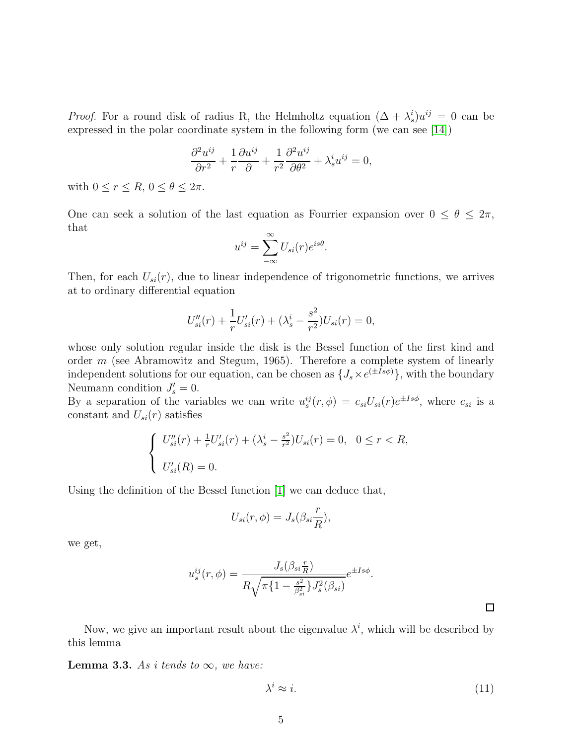*Proof.* For a round disk of radius R, the Helmholtz equation $(\Delta + \lambda_s^i)u^{ij} = 0$ can be expressed in the polar coordinate system in the following form (we can see [14])

$$\frac{\partial^2 u^{ij}}{\partial r^2} + \frac{1}{r}\frac{\partial u^{ij}}{\partial} + \frac{1}{r^2}\frac{\partial^2 u^{ij}}{\partial \theta^2} + \lambda_s^i u^{ij} = 0,$$

with $0 \leq r \leq R$, $0 \leq \theta \leq 2\pi$.

One can seek a solution of the last equation as Fourrier expansion over $0 \leq \theta \leq 2\pi$, that

$$u^{ij} = \sum_{-\infty}^{\infty} U_{si}(r)e^{is\theta}.$$

Then, for each $U_{si}(r)$, due to linear independence of trigonometric functions, we arrives at to ordinary differential equation

$$U''_{si}(r) + \frac{1}{r}U'_{si}(r) + (\lambda_s^i - \frac{s^2}{r^2})U_{si}(r) = 0,$$

whose only solution regular inside the disk is the Bessel function of the first kind and order $m$ (see Abramowitz and Stegum, 1965). Therefore a complete system of linearly independent solutions for our equation, can be chosen as $\{J_s \times e^{(\pm Is\phi)}\}$, with the boundary Neumann condition $J'_s = 0$.

By a separation of the variables we can write $u_s^{ij}(r,\phi) = c_{si}U_{si}(r)e^{\pm Is\phi}$, where $c_{si}$ is a constant and $U_{si}(r)$ satisfies

$$\begin{cases} U''_{si}(r) + \frac{1}{r}U'_{si}(r) + (\lambda_s^i - \frac{s^2}{r^2})U_{si}(r) = 0, \quad 0 \leq r < R, \\ \\ U'_{si}(R) = 0. \end{cases}$$

Using the definition of the Bessel function [1] we can deduce that,

$$U_{si}(r,\phi) = J_s(\beta_{si}\frac{r}{R}),$$

we get,

$$u_s^{ij}(r,\phi) = \frac{J_s(\beta_{si}\frac{r}{R})}{R\sqrt{\pi\{1 - \frac{s^2}{\beta_{si}^2}\}J_s^2(\beta_{si})}}e^{\pm Is\phi}.$$

$\square$

Now, we give an important result about the eigenvalue $\lambda^i$, which will be described by this lemma

**Lemma 3.3.** *As i tends to* $\infty$, *we have:*

$$\lambda^i \approx i. \tag{11}$$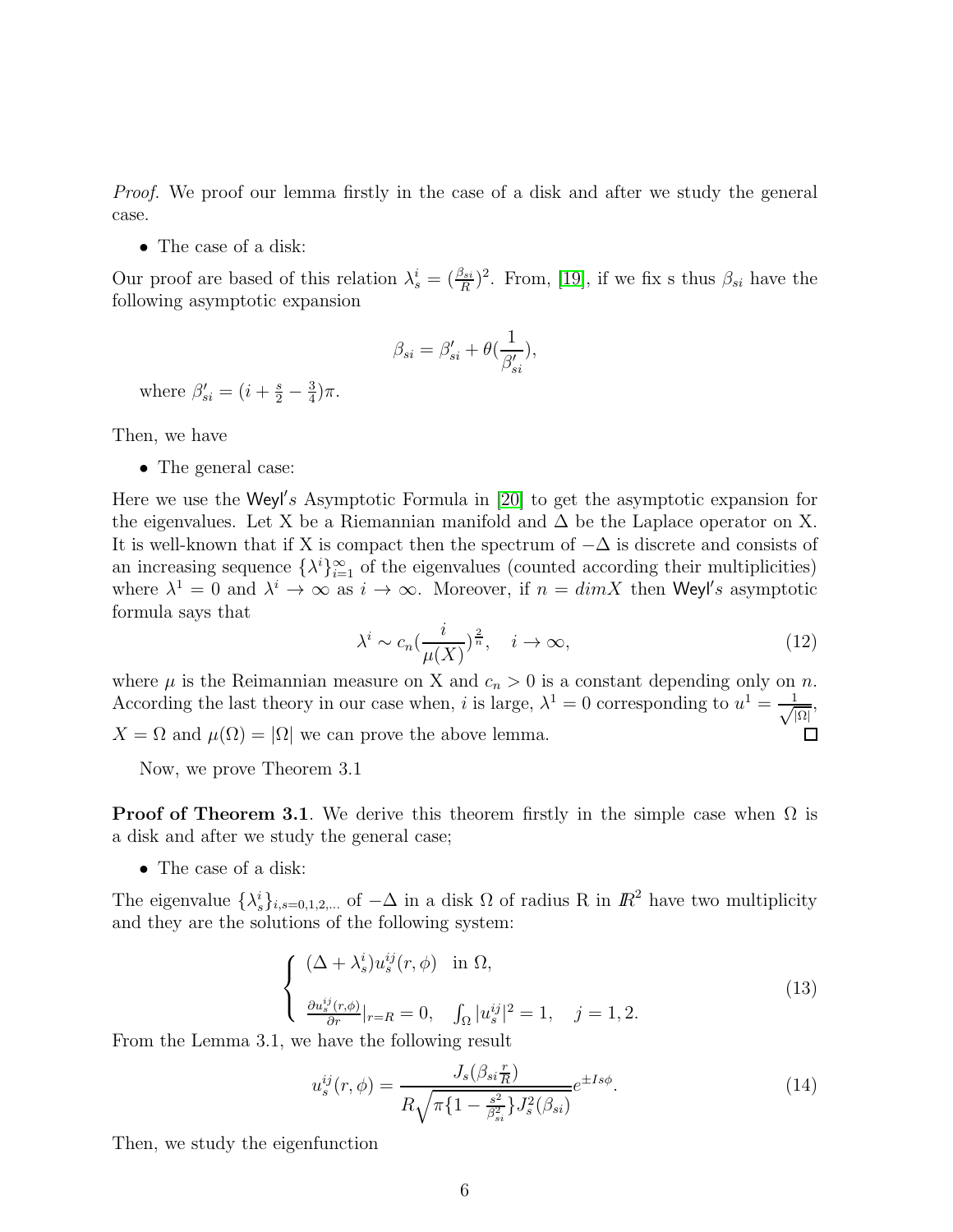*Proof.* We proof our lemma firstly in the case of a disk and after we study the general case.

- The case of a disk:

Our proof are based of this relation $\lambda_s^i = (\frac{\beta_{si}}{R})^2$. From, [19], if we fix s thus $\beta_{si}$ have the following asymptotic expansion

$$\beta_{si} = \beta'_{si} + \theta(\frac{1}{\beta'_{si}}),$$

where $\beta'_{si} = (i + \frac{s}{2} - \frac{3}{4})\pi$.

Then, we have

- The general case:

Here we use the Weyl′s Asymptotic Formula in [20] to get the asymptotic expansion for the eigenvalues. Let X be a Riemannian manifold and $\Delta$ be the Laplace operator on X. It is well-known that if X is compact then the spectrum of $-\Delta$ is discrete and consists of an increasing sequence $\{\lambda^i\}_{i=1}^{\infty}$ of the eigenvalues (counted according their multiplicities) where $\lambda^1 = 0$ and $\lambda^i \to \infty$ as $i \to \infty$. Moreover, if $n = dim X$ then Weyl′s asymptotic formula says that

$$\lambda^i \sim c_n (\frac{i}{\mu(X)})^{\frac{2}{n}}, \quad i \to \infty, \tag{12}$$

where $\mu$ is the Reimannian measure on X and $c_n > 0$ is a constant depending only on $n$. According the last theory in our case when, $i$ is large, $\lambda^1 = 0$ corresponding to $u^1 = \frac{1}{\sqrt{|\Omega|}}$, $X = \Omega$ and $\mu(\Omega) = |\Omega|$ we can prove the above lemma. □

Now, we prove Theorem 3.1

**Proof of Theorem 3.1**. We derive this theorem firstly in the simple case when $\Omega$ is a disk and after we study the general case;

- The case of a disk:

The eigenvalue $\{\lambda_s^i\}_{i,s=0,1,2,\ldots}$ of $-\Delta$ in a disk $\Omega$ of radius R in $\mathbb{R}^2$ have two multiplicity and they are the solutions of the following system:

$$\begin{cases} (\Delta + \lambda_s^i) u_s^{ij}(r,\phi) \quad \text{in } \Omega, \\ \frac{\partial u_s^{ij}(r,\phi)}{\partial r}|_{r=R} = 0, \quad \int_\Omega |u_s^{ij}|^2 = 1, \quad j = 1, 2. \end{cases} \tag{13}$$

From the Lemma 3.1, we have the following result

$$u_s^{ij}(r,\phi) = \frac{J_s(\beta_{si}\frac{r}{R})}{R\sqrt{\pi\{1 - \frac{s^2}{\beta_{si}^2}\} J_s^2(\beta_{si})}} e^{\pm Is\phi}. \tag{14}$$

Then, we study the eigenfunction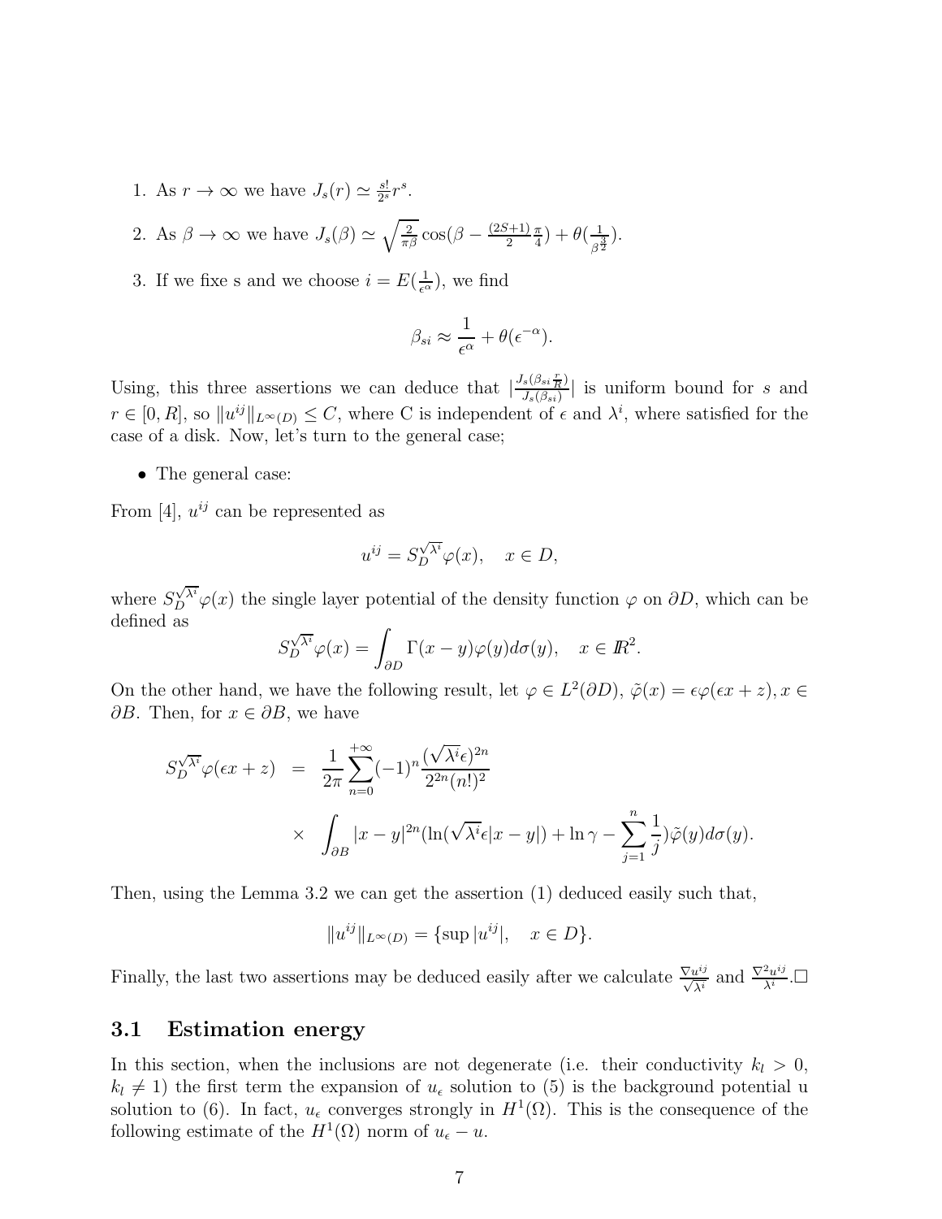1. As $r \to \infty$ we have $J_s(r) \simeq \frac{s!}{2^s} r^s$.
2. As $\beta \to \infty$ we have $J_s(\beta) \simeq \sqrt{\frac{2}{\pi\beta}} \cos(\beta - \frac{(2S+1)}{2}\frac{\pi}{4}) + \theta(\frac{1}{\beta^{\frac{3}{2}}})$.
3. If we fixe s and we choose $i = E(\frac{1}{\epsilon^\alpha})$, we find

$$\beta_{si} \approx \frac{1}{\epsilon^\alpha} + \theta(\epsilon^{-\alpha}).$$

Using, this three assertions we can deduce that $|\frac{J_s(\beta_{si}\frac{r}{R})}{J_s(\beta_{si})}|$ is uniform bound for $s$ and $r \in [0, R]$, so $\|u^{ij}\|_{L^\infty(D)} \leq C$, where C is independent of $\epsilon$ and $\lambda^i$, where satisfied for the case of a disk. Now, let's turn to the general case;

- The general case:

From [4], $u^{ij}$ can be represented as

$$u^{ij} = S_D^{\sqrt{\lambda^i}}\varphi(x), \quad x \in D,$$

where $S_D^{\sqrt{\lambda^i}}\varphi(x)$ the single layer potential of the density function $\varphi$ on $\partial D$, which can be defined as

$$S_D^{\sqrt{\lambda^i}}\varphi(x) = \int_{\partial D} \Gamma(x-y)\varphi(y)d\sigma(y), \quad x \in I\!R^2.$$

On the other hand, we have the following result, let $\varphi \in L^2(\partial D)$, $\tilde{\varphi}(x) = \epsilon\varphi(\epsilon x + z), x \in \partial B$. Then, for $x \in \partial B$, we have

$$\begin{aligned} S_D^{\sqrt{\lambda^i}}\varphi(\epsilon x + z) &= \frac{1}{2\pi}\sum_{n=0}^{+\infty}(-1)^n \frac{(\sqrt{\lambda^i}\epsilon)^{2n}}{2^{2n}(n!)^2} \\ &\times \int_{\partial B} |x-y|^{2n}(\ln(\sqrt{\lambda^i}\epsilon|x-y|) + \ln\gamma - \sum_{j=1}^{n}\frac{1}{j})\tilde{\varphi}(y)d\sigma(y). \end{aligned}$$

Then, using the Lemma 3.2 we can get the assertion (1) deduced easily such that,

$$\|u^{ij}\|_{L^\infty(D)} = \{\sup|u^{ij}|, \quad x \in D\}.$$

Finally, the last two assertions may be deduced easily after we calculate $\frac{\nabla u^{ij}}{\sqrt{\lambda^i}}$ and $\frac{\nabla^2 u^{ij}}{\lambda^i}$.$\Box$

## 3.1 Estimation energy

In this section, when the inclusions are not degenerate (i.e. their conductivity $k_l > 0$, $k_l \neq 1$) the first term the expansion of $u_\epsilon$ solution to (5) is the background potential u solution to (6). In fact, $u_\epsilon$ converges strongly in $H^1(\Omega)$. This is the consequence of the following estimate of the $H^1(\Omega)$ norm of $u_\epsilon - u$.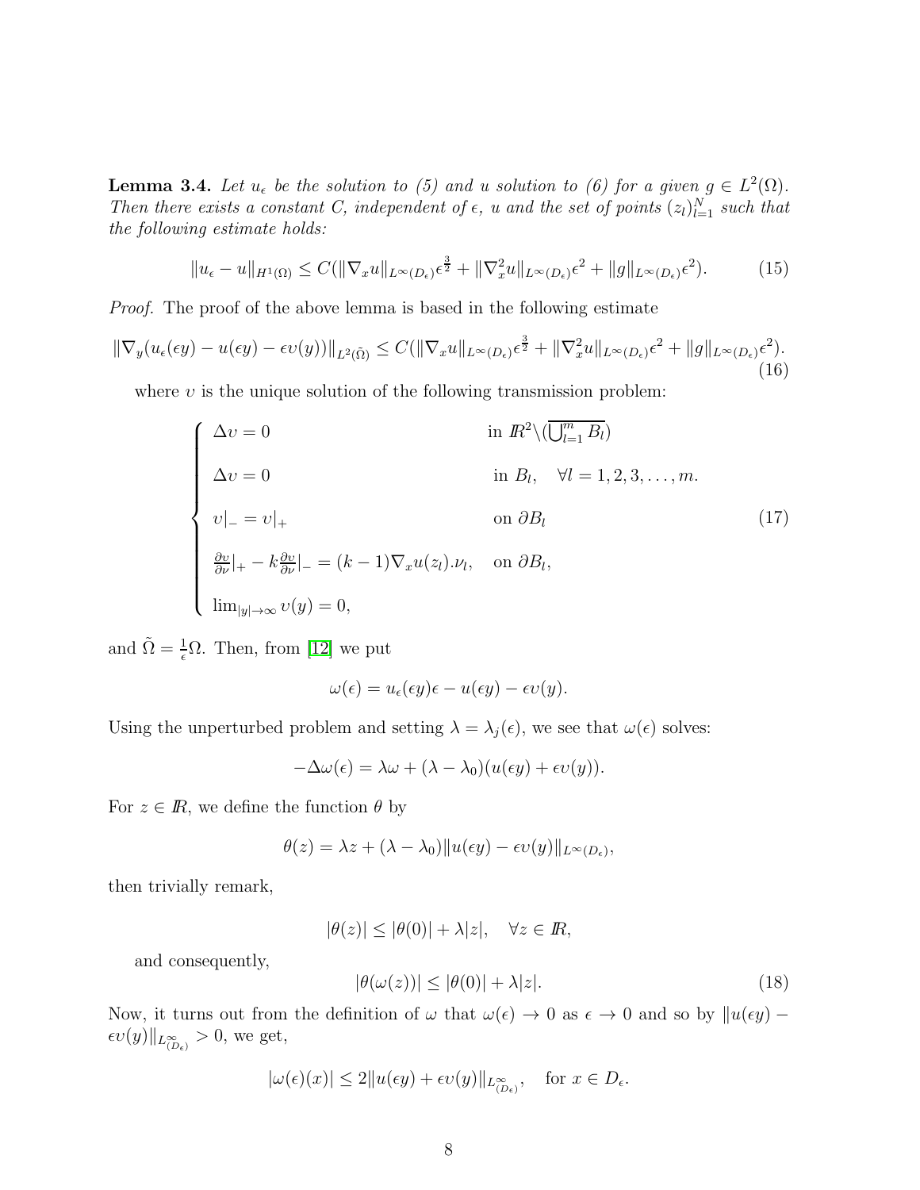**Lemma 3.4.** *Let $u_\epsilon$ be the solution to (5) and $u$ solution to (6) for a given $g \in L^2(\Omega)$. Then there exists a constant $C$, independent of $\epsilon$, $u$ and the set of points $(z_l)_{l=1}^N$ such that the following estimate holds:*

$$\|u_\epsilon - u\|_{H^1(\Omega)} \leq C(\|\nabla_x u\|_{L^\infty(D_\epsilon)}\epsilon^{\frac{3}{2}} + \|\nabla_x^2 u\|_{L^\infty(D_\epsilon)}\epsilon^2 + \|g\|_{L^\infty(D_\epsilon)}\epsilon^2). \tag{15}$$

*Proof.* The proof of the above lemma is based in the following estimate

$$\|\nabla_y(u_\epsilon(\epsilon y) - u(\epsilon y) - \epsilon \upsilon(y))\|_{L^2(\tilde{\Omega})} \leq C(\|\nabla_x u\|_{L^\infty(D_\epsilon)}\epsilon^{\frac{3}{2}} + \|\nabla_x^2 u\|_{L^\infty(D_\epsilon)}\epsilon^2 + \|g\|_{L^\infty(D_\epsilon)}\epsilon^2). \tag{16}$$

where $\upsilon$ is the unique solution of the following transmission problem:

$$\begin{cases} \Delta \upsilon = 0 & \text{in } I\!R^2 \backslash (\overline{\bigcup_{l=1}^m B_l}) \\ \Delta \upsilon = 0 & \text{in } B_l, \quad \forall l = 1, 2, 3, \dots, m. \\ \upsilon|_- = \upsilon|_+ & \text{on } \partial B_l \\ \frac{\partial \upsilon}{\partial \nu}|_+ - k\frac{\partial \upsilon}{\partial \nu}|_- = (k-1)\nabla_x u(z_l).\nu_l, & \text{on } \partial B_l, \\ \lim_{|y| \to \infty} \upsilon(y) = 0, \end{cases} \tag{17}$$

and $\tilde{\Omega} = \frac{1}{\epsilon}\Omega$. Then, from [12] we put

$$\omega(\epsilon) = u_\epsilon(\epsilon y)\epsilon - u(\epsilon y) - \epsilon \upsilon(y).$$

Using the unperturbed problem and setting $\lambda = \lambda_j(\epsilon)$, we see that $\omega(\epsilon)$ solves:

$$-\Delta \omega(\epsilon) = \lambda \omega + (\lambda - \lambda_0)(u(\epsilon y) + \epsilon \upsilon(y)).$$

For $z \in I\!R$, we define the function $\theta$ by

$$\theta(z) = \lambda z + (\lambda - \lambda_0)\|u(\epsilon y) - \epsilon \upsilon(y)\|_{L^\infty(D_\epsilon)},$$

then trivially remark,

$$|\theta(z)| \leq |\theta(0)| + \lambda |z|, \quad \forall z \in I\!R,$$

and consequently,

$$|\theta(\omega(z))| \leq |\theta(0)| + \lambda |z|. \tag{18}$$

Now, it turns out from the definition of $\omega$ that $\omega(\epsilon) \to 0$ as $\epsilon \to 0$ and so by $\|u(\epsilon y) - \epsilon \upsilon(y)\|_{L^\infty_{(D_\epsilon)}} > 0$, we get,

$$|\omega(\epsilon)(x)| \leq 2\|u(\epsilon y) + \epsilon \upsilon(y)\|_{L^\infty_{(D_\epsilon)}}, \quad \text{for } x \in D_\epsilon.$$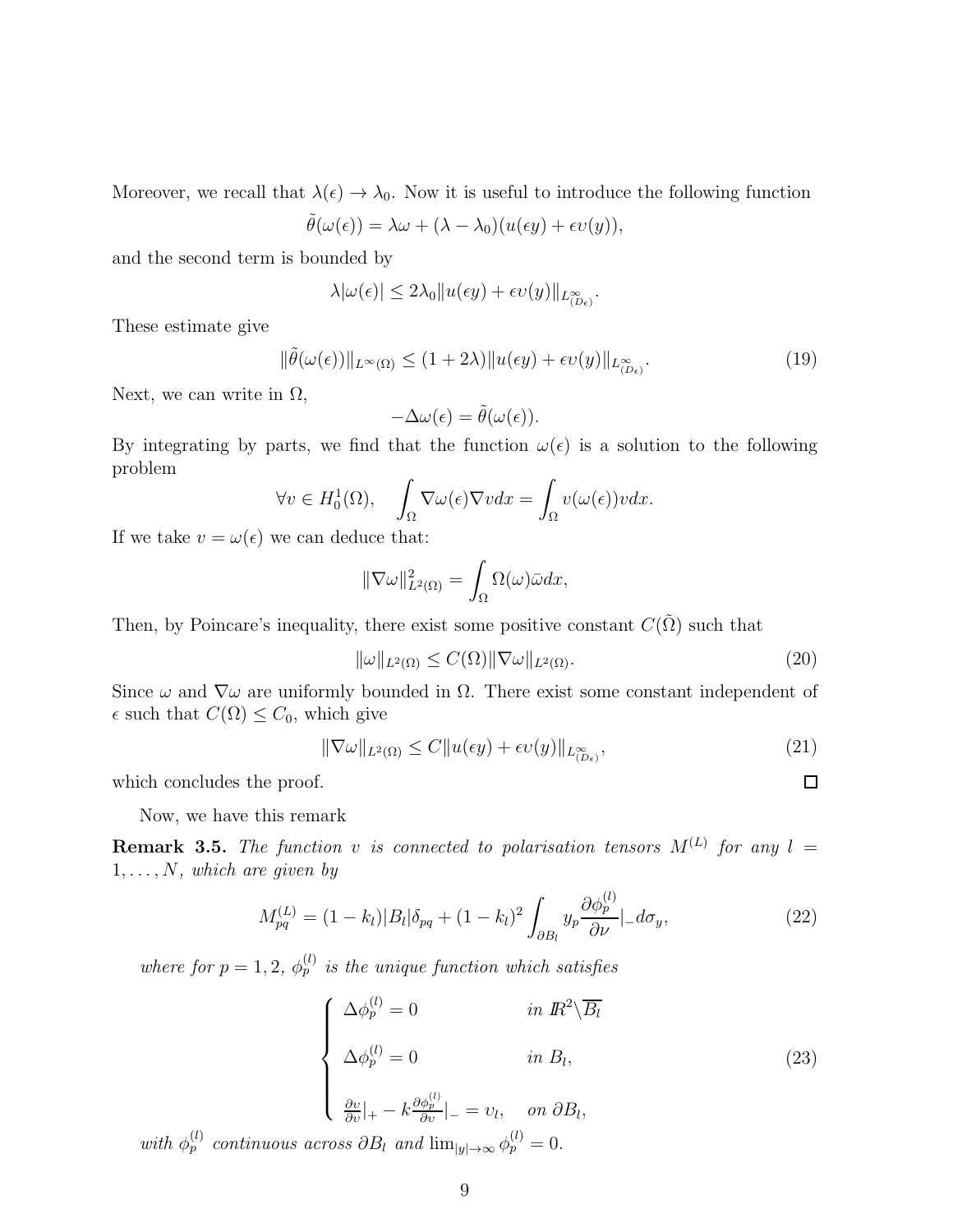Moreover, we recall that $\lambda(\epsilon) \to \lambda_0$. Now it is useful to introduce the following function

$$\tilde{\theta}(\omega(\epsilon)) = \lambda\omega + (\lambda - \lambda_0)(u(\epsilon y) + \epsilon \upsilon(y)),$$

and the second term is bounded by

$$\lambda|\omega(\epsilon)| \leq 2\lambda_0 \|u(\epsilon y) + \epsilon\upsilon(y)\|_{L^{\infty}_{(D_\epsilon)}}.$$

These estimate give

$$\|\tilde{\theta}(\omega(\epsilon))\|_{L^\infty(\Omega)} \leq (1 + 2\lambda)\|u(\epsilon y) + \epsilon\upsilon(y)\|_{L^{\infty}_{(D_\epsilon)}}. \tag{19}$$

Next, we can write in $\Omega$,

$$-\Delta\omega(\epsilon) = \tilde{\theta}(\omega(\epsilon)).$$

By integrating by parts, we find that the function $\omega(\epsilon)$ is a solution to the following problem

$$\forall v \in H_0^1(\Omega), \quad \int_\Omega \nabla\omega(\epsilon)\nabla v dx = \int_\Omega v(\omega(\epsilon))v dx.$$

If we take $v = \omega(\epsilon)$ we can deduce that:

$$\|\nabla\omega\|^2_{L^2(\Omega)} = \int_\Omega \Omega(\omega)\bar{\omega} dx,$$

Then, by Poincare's inequality, there exist some positive constant $C(\tilde{\Omega})$ such that

$$\|\omega\|_{L^2(\Omega)} \leq C(\Omega)\|\nabla\omega\|_{L^2(\Omega)}. \tag{20}$$

Since $\omega$ and $\nabla\omega$ are uniformly bounded in $\Omega$. There exist some constant independent of $\epsilon$ such that $C(\Omega) \leq C_0$, which give

$$\|\nabla\omega\|_{L^2(\Omega)} \leq C\|u(\epsilon y) + \epsilon\upsilon(y)\|_{L^{\infty}_{(D_\epsilon)}}, \tag{21}$$

which concludes the proof. □

Now, we have this remark

**Remark 3.5.** *The function $\upsilon$ is connected to polarisation tensors $M^{(L)}$ for any $l = 1, \ldots, N$, which are given by*

$$M^{(L)}_{pq} = (1 - k_l)|B_l|\delta_{pq} + (1 - k_l)^2 \int_{\partial B_l} y_p \frac{\partial\phi_p^{(l)}}{\partial\nu}|_- d\sigma_y, \tag{22}$$

*where for $p = 1, 2$, $\phi_p^{(l)}$ is the unique function which satisfies*

$$\begin{cases} \Delta\phi_p^{(l)} = 0 & \text{in } \mathbb{R}^2\backslash\overline{B_l} \\ \Delta\phi_p^{(l)} = 0 & \text{in } B_l, \\ \frac{\partial v}{\partial\upsilon}|_+ - k\frac{\partial\phi_p^{(l)}}{\partial\upsilon}|_- = \upsilon_l, & \text{on } \partial B_l, \end{cases} \tag{23}$$

*with $\phi_p^{(l)}$ continuous across $\partial B_l$ and $\lim_{|y|\to\infty}\phi_p^{(l)} = 0$.*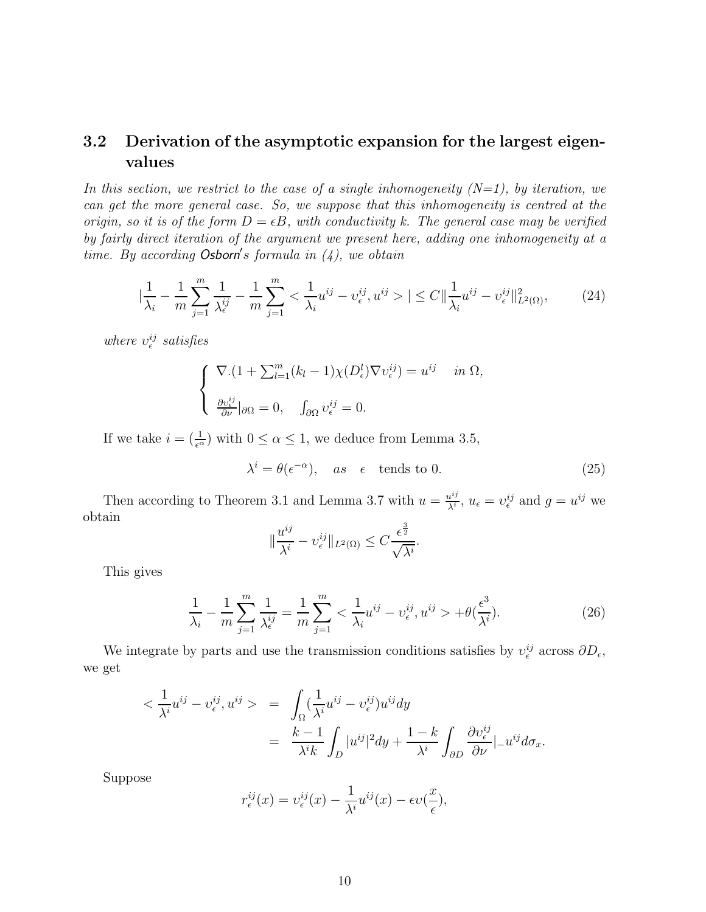### 3.2 Derivation of the asymptotic expansion for the largest eigenvalues

*In this section, we restrict to the case of a single inhomogeneity (N=1), by iteration, we can get the more general case. So, we suppose that this inhomogeneity is centred at the origin, so it is of the form $D = \epsilon B$, with conductivity k. The general case may be verified by fairly direct iteration of the argument we present here, adding one inhomogeneity at a time. By according Osborn's formula in (4), we obtain*

$$|\frac{1}{\lambda_i} - \frac{1}{m}\sum_{j=1}^{m}\frac{1}{\lambda_\epsilon^{ij}} - \frac{1}{m}\sum_{j=1}^{m} < \frac{1}{\lambda_i}u^{ij} - v_\epsilon^{ij}, u^{ij} > | \leq C \| \frac{1}{\lambda_i}u^{ij} - v_\epsilon^{ij}\|^2_{L^2(\Omega)}, \tag{24}$$

*where $v_\epsilon^{ij}$ satisfies*

$$\begin{cases} \nabla.(1 + \sum_{l=1}^{m}(k_l - 1)\chi(D_\epsilon^l)\nabla v_\epsilon^{ij}) = u^{ij} \quad \text{in } \Omega, \\ \\ \frac{\partial v_\epsilon^{ij}}{\partial \nu}|_{\partial\Omega} = 0, \quad \int_{\partial\Omega} v_\epsilon^{ij} = 0. \end{cases}$$

If we take $i = (\frac{1}{\epsilon^\alpha})$ with $0 \leq \alpha \leq 1$, we deduce from Lemma 3.5,

$$\lambda^i = \theta(\epsilon^{-\alpha}), \quad as \quad \epsilon \quad \text{tends to } 0. \tag{25}$$

Then according to Theorem 3.1 and Lemma 3.7 with $u = \frac{u^{ij}}{\lambda^i}$, $u_\epsilon = v_\epsilon^{ij}$ and $g = u^{ij}$ we obtain

$$\|\frac{u^{ij}}{\lambda^i} - v_\epsilon^{ij}\|_{L^2(\Omega)} \leq C\frac{\epsilon^{\frac{3}{2}}}{\sqrt{\lambda^i}}.$$

This gives

$$\frac{1}{\lambda_i} - \frac{1}{m}\sum_{j=1}^{m}\frac{1}{\lambda_\epsilon^{ij}} = \frac{1}{m}\sum_{j=1}^{m} < \frac{1}{\lambda_i}u^{ij} - v_\epsilon^{ij}, u^{ij} > + \theta(\frac{\epsilon^3}{\lambda^i}). \tag{26}$$

We integrate by parts and use the transmission conditions satisfies by $v_\epsilon^{ij}$ across $\partial D_\epsilon$, we get

$$\begin{aligned} < \frac{1}{\lambda^i}u^{ij} - v_\epsilon^{ij}, u^{ij} > &= \int_\Omega (\frac{1}{\lambda^i}u^{ij} - v_\epsilon^{ij})u^{ij}dy \\ &= \frac{k-1}{\lambda^i k}\int_D |u^{ij}|^2 dy + \frac{1-k}{\lambda^i}\int_{\partial D}\frac{\partial v_\epsilon^{ij}}{\partial \nu}|_- u^{ij} d\sigma_x. \end{aligned}$$

Suppose

$$r_\epsilon^{ij}(x) = v_\epsilon^{ij}(x) - \frac{1}{\lambda^i}u^{ij}(x) - \epsilon v(\frac{x}{\epsilon}),$$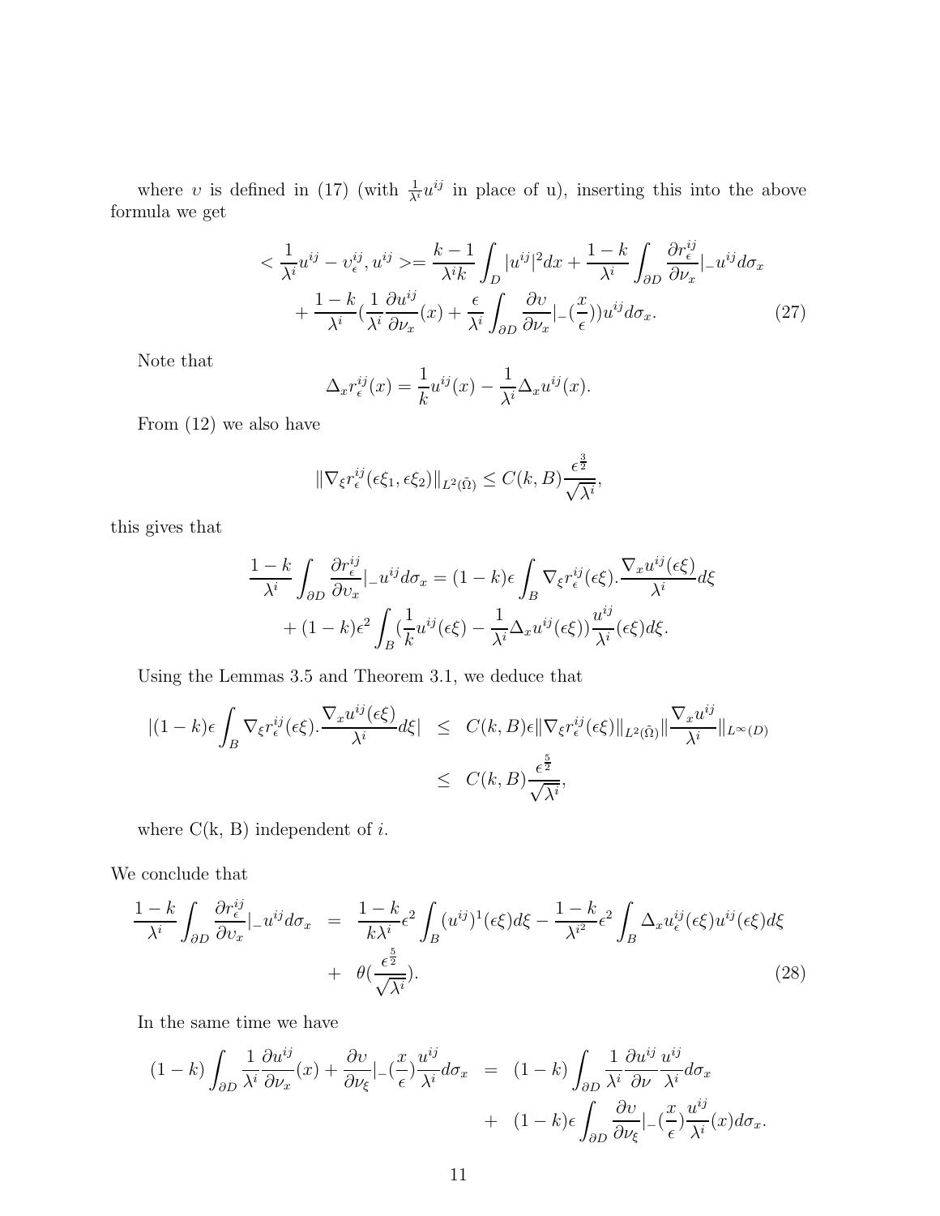where $\upsilon$ is defined in (17) (with $\frac{1}{\lambda^i}u^{ij}$ in place of u), inserting this into the above formula we get

$$
\begin{aligned}
<\frac{1}{\lambda^i}u^{ij} - \upsilon_\epsilon^{ij}, u^{ij}> &= \frac{k-1}{\lambda^i k}\int_D |u^{ij}|^2 dx + \frac{1-k}{\lambda^i}\int_{\partial D}\frac{\partial r_\epsilon^{ij}}{\partial \nu_x}|_- u^{ij} d\sigma_x \\
&+ \frac{1-k}{\lambda^i}\left(\frac{1}{\lambda^i}\frac{\partial u^{ij}}{\partial \nu_x}(x) + \frac{\epsilon}{\lambda^i}\int_{\partial D}\frac{\partial \upsilon}{\partial \nu_x}|_-(\frac{x}{\epsilon})\right)u^{ij} d\sigma_x. \qquad (27)
\end{aligned}
$$

Note that

$$
\Delta_x r_\epsilon^{ij}(x) = \frac{1}{k}u^{ij}(x) - \frac{1}{\lambda^i}\Delta_x u^{ij}(x).
$$

From (12) we also have

$$
\|\nabla_\xi r_\epsilon^{ij}(\epsilon\xi_1, \epsilon\xi_2)\|_{L^2(\tilde{\Omega})} \leq C(k, B)\frac{\epsilon^{\frac{3}{2}}}{\sqrt{\lambda^i}},
$$

this gives that

$$
\begin{aligned}
\frac{1-k}{\lambda^i}\int_{\partial D}\frac{\partial r_\epsilon^{ij}}{\partial \upsilon_x}|_- u^{ij} d\sigma_x &= (1-k)\epsilon\int_B \nabla_\xi r_\epsilon^{ij}(\epsilon\xi).\frac{\nabla_x u^{ij}(\epsilon\xi)}{\lambda^i}d\xi \\
&+ (1-k)\epsilon^2\int_B\left(\frac{1}{k}u^{ij}(\epsilon\xi) - \frac{1}{\lambda^i}\Delta_x u^{ij}(\epsilon\xi)\right)\frac{u^{ij}}{\lambda^i}(\epsilon\xi)d\xi.
\end{aligned}
$$

Using the Lemmas 3.5 and Theorem 3.1, we deduce that

$$
\begin{aligned}
|(1-k)\epsilon\int_B \nabla_\xi r_\epsilon^{ij}(\epsilon\xi).\frac{\nabla_x u^{ij}(\epsilon\xi)}{\lambda^i}d\xi| &\leq C(k, B)\epsilon\|\nabla_\xi r_\epsilon^{ij}(\epsilon\xi)\|_{L^2(\tilde{\Omega})}\|\frac{\nabla_x u^{ij}}{\lambda^i}\|_{L^\infty(D)} \\
&\leq C(k, B)\frac{\epsilon^{\frac{5}{2}}}{\sqrt{\lambda^i}},
\end{aligned}
$$

where C(k, B) independent of $i$.

We conclude that

$$
\begin{aligned}
\frac{1-k}{\lambda^i}\int_{\partial D}\frac{\partial r_\epsilon^{ij}}{\partial \upsilon_x}|_- u^{ij} d\sigma_x &= \frac{1-k}{k\lambda^i}\epsilon^2\int_B (u^{ij})^1(\epsilon\xi)d\xi - \frac{1-k}{\lambda^{i^2}}\epsilon^2\int_B \Delta_x u_\epsilon^{ij}(\epsilon\xi)u^{ij}(\epsilon\xi)d\xi \\
&+ \theta(\frac{\epsilon^{\frac{5}{2}}}{\sqrt{\lambda^i}}). \qquad (28)
\end{aligned}
$$

In the same time we have

$$
\begin{aligned}
(1-k)\int_{\partial D}\frac{1}{\lambda^i}\frac{\partial u^{ij}}{\partial \nu_x}(x) + \frac{\partial \upsilon}{\partial \nu_\xi}|_-(\frac{x}{\epsilon})\frac{u^{ij}}{\lambda^i}d\sigma_x &= (1-k)\int_{\partial D}\frac{1}{\lambda^i}\frac{\partial u^{ij}}{\partial \nu}\frac{u^{ij}}{\lambda^i}d\sigma_x \\
&+ (1-k)\epsilon\int_{\partial D}\frac{\partial \upsilon}{\partial \nu_\xi}|_-(\frac{x}{\epsilon})\frac{u^{ij}}{\lambda^i}(x)d\sigma_x.
\end{aligned}
$$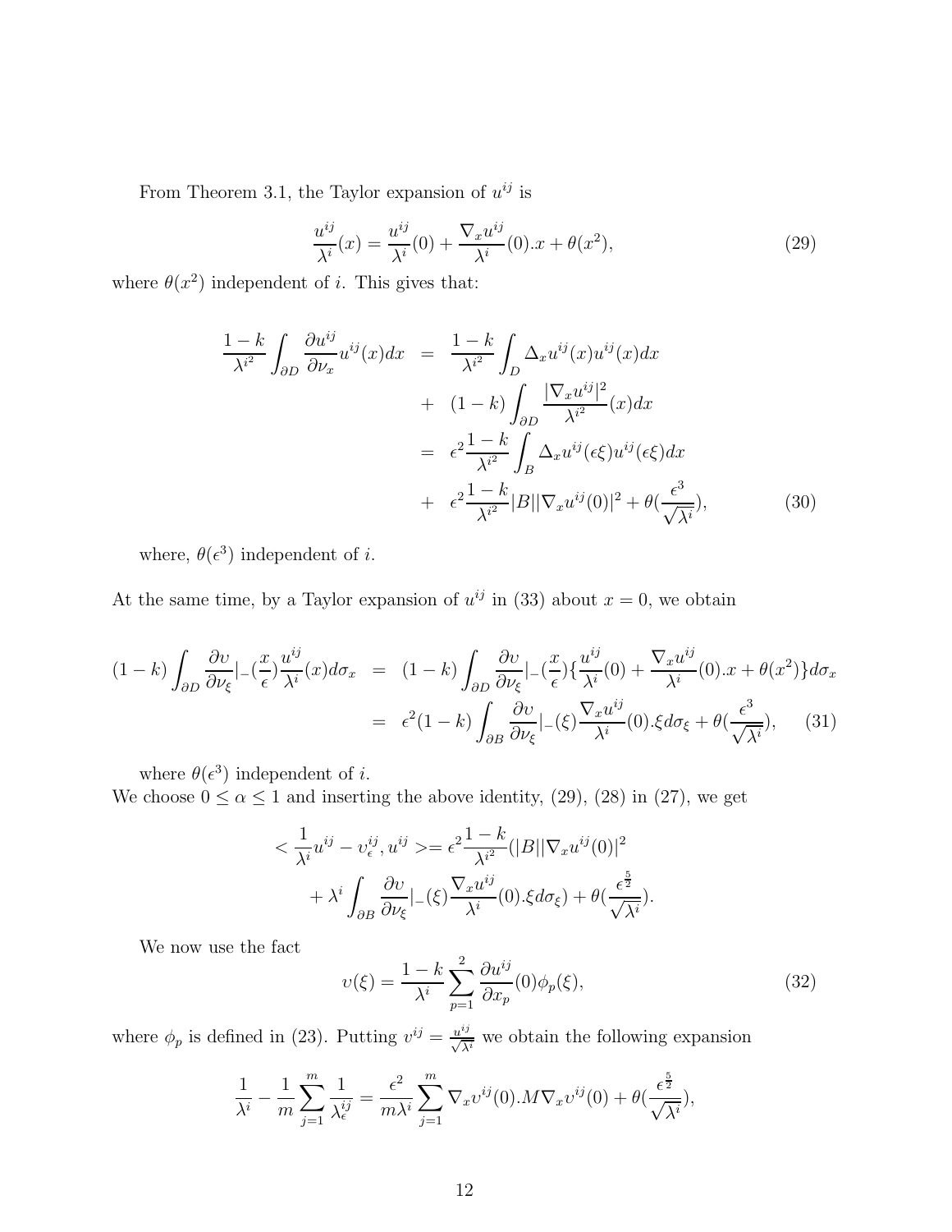From Theorem 3.1, the Taylor expansion of $u^{ij}$ is

$$\frac{u^{ij}}{\lambda^i}(x) = \frac{u^{ij}}{\lambda^i}(0) + \frac{\nabla_x u^{ij}}{\lambda^i}(0).x + \theta(x^2), \tag{29}$$

where $\theta(x^2)$ independent of $i$. This gives that:

$$\begin{aligned}
\frac{1-k}{\lambda^{i^2}} \int_{\partial D} \frac{\partial u^{ij}}{\partial \nu_x} u^{ij}(x) dx &= \frac{1-k}{\lambda^{i^2}} \int_D \Delta_x u^{ij}(x) u^{ij}(x) dx \\
&+ (1-k) \int_{\partial D} \frac{|\nabla_x u^{ij}|^2}{\lambda^{i^2}}(x) dx \\
&= \epsilon^2 \frac{1-k}{\lambda^{i^2}} \int_B \Delta_x u^{ij}(\epsilon\xi) u^{ij}(\epsilon\xi) dx \\
&+ \epsilon^2 \frac{1-k}{\lambda^{i^2}} |B| |\nabla_x u^{ij}(0)|^2 + \theta(\frac{\epsilon^3}{\sqrt{\lambda^i}}),
\end{aligned} \tag{30}$$

where, $\theta(\epsilon^3)$ independent of $i$.

At the same time, by a Taylor expansion of $u^{ij}$ in (33) about $x = 0$, we obtain

$$\begin{aligned}
(1-k) \int_{\partial D} \frac{\partial \upsilon}{\partial \nu_\xi}|_-(\frac{x}{\epsilon}) \frac{u^{ij}}{\lambda^i}(x) d\sigma_x &= (1-k) \int_{\partial D} \frac{\partial \upsilon}{\partial \nu_\xi}|_-(\frac{x}{\epsilon}) \{\frac{u^{ij}}{\lambda^i}(0) + \frac{\nabla_x u^{ij}}{\lambda^i}(0).x + \theta(x^2)\} d\sigma_x \\
&= \epsilon^2 (1-k) \int_{\partial B} \frac{\partial \upsilon}{\partial \nu_\xi}|_-(\xi) \frac{\nabla_x u^{ij}}{\lambda^i}(0).\xi d\sigma_\xi + \theta(\frac{\epsilon^3}{\sqrt{\lambda^i}}),
\end{aligned} \tag{31}$$

where $\theta(\epsilon^3)$ independent of $i$.
We choose $0 \leq \alpha \leq 1$ and inserting the above identity, (29), (28) in (27), we get

$$\begin{aligned}
< \frac{1}{\lambda^i} u^{ij} - \upsilon_\epsilon^{ij}, u^{ij} > &= \epsilon^2 \frac{1-k}{\lambda^{i^2}} (|B| |\nabla_x u^{ij}(0)|^2 \\
&+ \lambda^i \int_{\partial B} \frac{\partial \upsilon}{\partial \nu_\xi}|_-(\xi) \frac{\nabla_x u^{ij}}{\lambda^i}(0).\xi d\sigma_\xi) + \theta(\frac{\epsilon^{\frac{5}{2}}}{\sqrt{\lambda^i}}).
\end{aligned}$$

We now use the fact

$$\upsilon(\xi) = \frac{1-k}{\lambda^i} \sum_{p=1}^{2} \frac{\partial u^{ij}}{\partial x_p}(0) \phi_p(\xi), \tag{32}$$

where $\phi_p$ is defined in (23). Putting $v^{ij} = \frac{u^{ij}}{\sqrt{\lambda^i}}$ we obtain the following expansion

$$\frac{1}{\lambda^i} - \frac{1}{m} \sum_{j=1}^{m} \frac{1}{\lambda_\epsilon^{ij}} = \frac{\epsilon^2}{m\lambda^i} \sum_{j=1}^{m} \nabla_x \upsilon^{ij}(0).M \nabla_x \upsilon^{ij}(0) + \theta(\frac{\epsilon^{\frac{5}{2}}}{\sqrt{\lambda^i}}),$$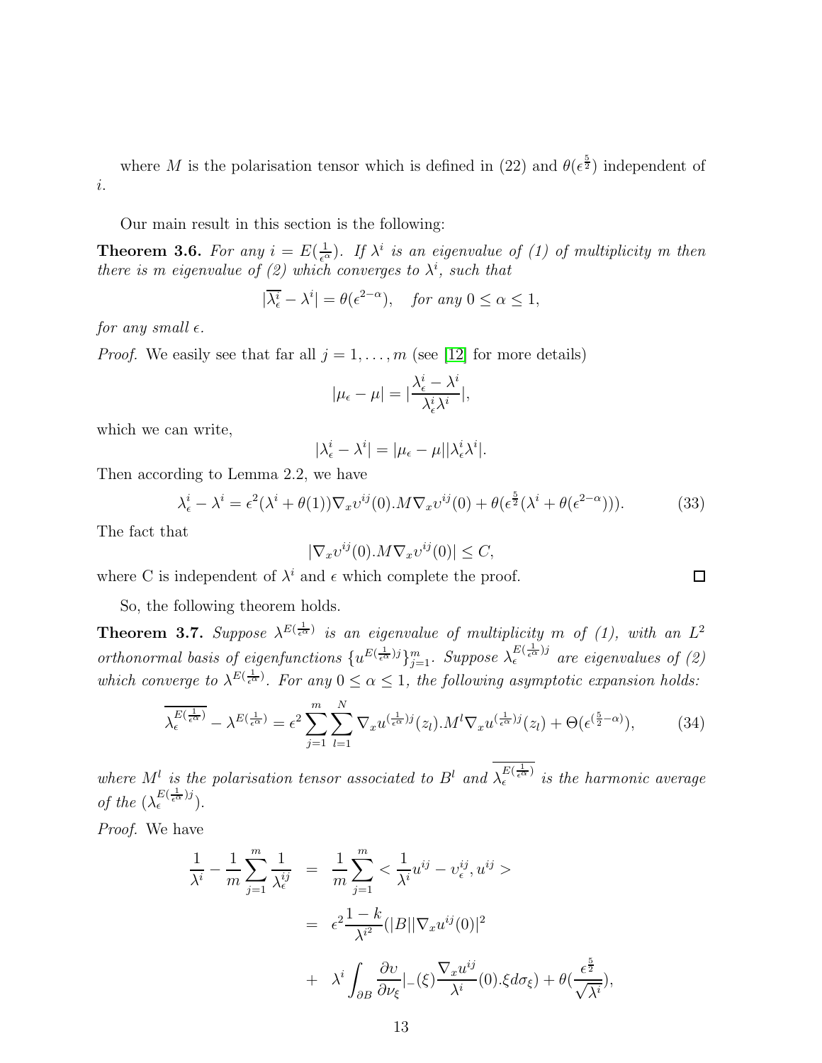where $M$ is the polarisation tensor which is defined in (22) and $\theta(\epsilon^{\frac{5}{2}})$ independent of $i$.

Our main result in this section is the following:

**Theorem 3.6.** *For any $i = E(\frac{1}{\epsilon^{\alpha}})$. If $\lambda^i$ is an eigenvalue of (1) of multiplicity $m$ then there is $m$ eigenvalue of (2) which converges to $\lambda^i$, such that*

$$|\overline{\lambda^i_\epsilon} - \lambda^i| = \theta(\epsilon^{2-\alpha}), \quad \textit{for any } 0 \leq \alpha \leq 1,$$

*for any small $\epsilon$.*

*Proof.* We easily see that far all $j = 1, \ldots, m$ (see [12] for more details)

$$|\mu_\epsilon - \mu| = |\frac{\lambda^i_\epsilon - \lambda^i}{\lambda^i_\epsilon \lambda^i}|,$$

which we can write,

$$|\lambda^i_\epsilon - \lambda^i| = |\mu_\epsilon - \mu||\lambda^i_\epsilon \lambda^i|.$$

Then according to Lemma 2.2, we have

$$\lambda^i_\epsilon - \lambda^i = \epsilon^2(\lambda^i + \theta(1))\nabla_x \upsilon^{ij}(0).M\nabla_x \upsilon^{ij}(0) + \theta(\epsilon^{\frac{5}{2}}(\lambda^i + \theta(\epsilon^{2-\alpha}))). \tag{33}$$

The fact that

$$|\nabla_x \upsilon^{ij}(0).M\nabla_x \upsilon^{ij}(0)| \leq C,$$

where C is independent of $\lambda^i$ and $\epsilon$ which complete the proof. $\square$

So, the following theorem holds.

**Theorem 3.7.** *Suppose $\lambda^{E(\frac{1}{\epsilon^{\alpha}})}$ is an eigenvalue of multiplicity $m$ of (1), with an $L^2$ orthonormal basis of eigenfunctions $\{u^{E(\frac{1}{\epsilon^{\alpha}})j}\}_{j=1}^m$. Suppose $\lambda_\epsilon^{E(\frac{1}{\epsilon^{\alpha}})j}$ are eigenvalues of (2) which converge to $\lambda^{E(\frac{1}{\epsilon^{\alpha}})}$. For any $0 \leq \alpha \leq 1$, the following asymptotic expansion holds:*

$$\overline{\lambda_\epsilon^{E(\frac{1}{\epsilon^{\alpha}})}} - \lambda^{E(\frac{1}{\epsilon^{\alpha}})} = \epsilon^2 \sum_{j=1}^m \sum_{l=1}^N \nabla_x u^{(\frac{1}{\epsilon^{\alpha}})j}(z_l).M^l \nabla_x u^{(\frac{1}{\epsilon^{\alpha}})j}(z_l) + \Theta(\epsilon^{(\frac{5}{2}-\alpha)}), \tag{34}$$

*where $M^l$ is the polarisation tensor associated to $B^l$ and $\overline{\lambda_\epsilon^{E(\frac{1}{\epsilon^{\alpha}})}}$ is the harmonic average of the $(\lambda_\epsilon^{E(\frac{1}{\epsilon^{\alpha}})j})$.*

*Proof.* We have

$$\begin{aligned}
\frac{1}{\lambda^i} - \frac{1}{m}\sum_{j=1}^m \frac{1}{\lambda^{ij}_\epsilon} &= \frac{1}{m}\sum_{j=1}^m < \frac{1}{\lambda^i}u^{ij} - \upsilon^{ij}_\epsilon, u^{ij} > \\
&= \epsilon^2 \frac{1-k}{\lambda^{i^2}}(|B||\nabla_x u^{ij}(0)|^2 \\
&+ \lambda^i \int_{\partial B} \frac{\partial \upsilon}{\partial \nu_\xi}|_-(\xi) \frac{\nabla_x u^{ij}}{\lambda^i}(0).\xi d\sigma_\xi) + \theta(\frac{\epsilon^{\frac{5}{2}}}{\sqrt{\lambda^i}}),
\end{aligned}$$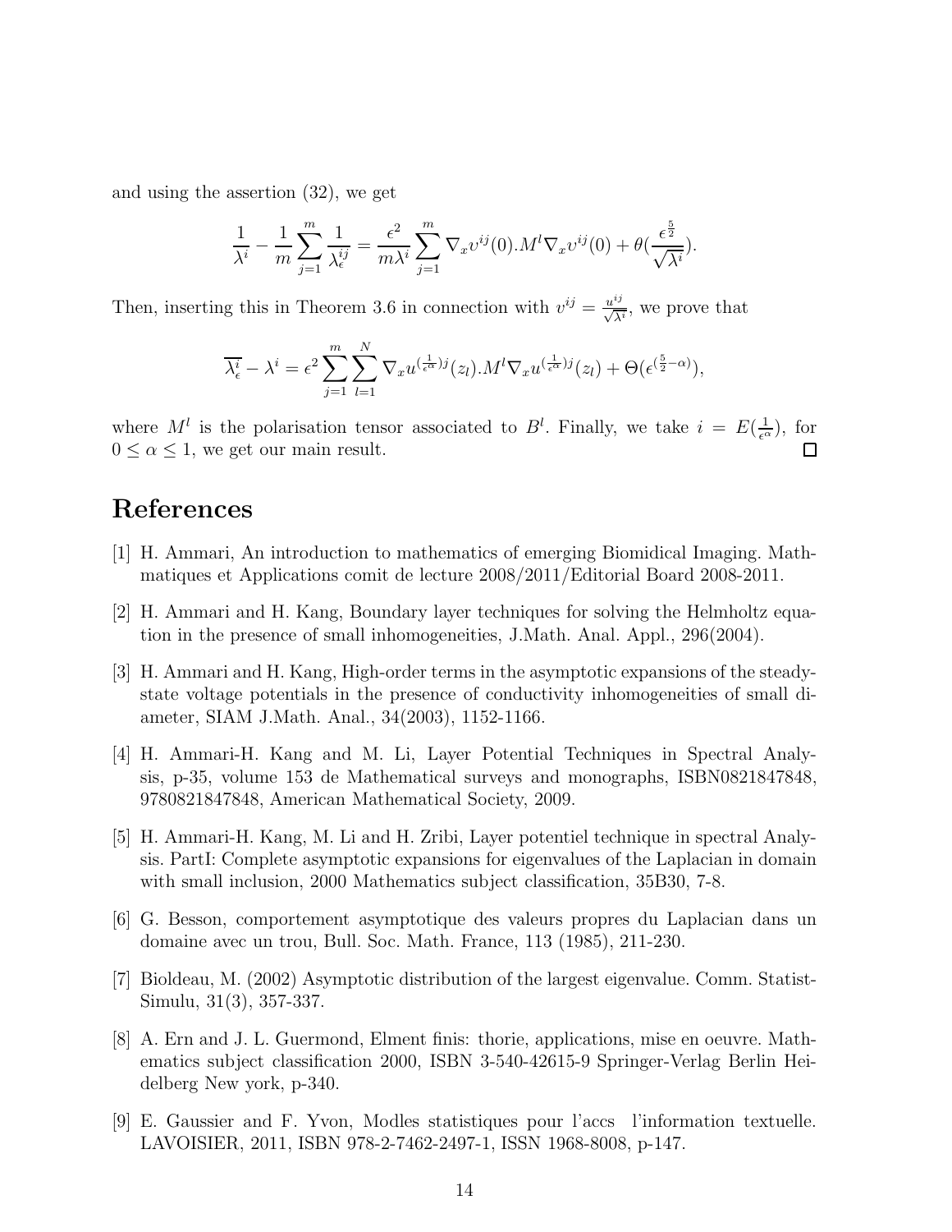and using the assertion (32), we get

$$\frac{1}{\lambda^i} - \frac{1}{m}\sum_{j=1}^{m}\frac{1}{\lambda_\epsilon^{ij}} = \frac{\epsilon^2}{m\lambda^i}\sum_{j=1}^{m}\nabla_x \upsilon^{ij}(0).M^l\nabla_x \upsilon^{ij}(0) + \theta(\frac{\epsilon^{\frac{5}{2}}}{\sqrt{\lambda^i}}).$$

Then, inserting this in Theorem 3.6 in connection with $\upsilon^{ij} = \frac{u^{ij}}{\sqrt{\lambda^i}}$, we prove that

$$\overline{\lambda_\epsilon^i} - \lambda^i = \epsilon^2\sum_{j=1}^{m}\sum_{l=1}^{N}\nabla_x u^{(\frac{1}{\epsilon^\alpha})j}(z_l).M^l\nabla_x u^{(\frac{1}{\epsilon^\alpha})j}(z_l) + \Theta(\epsilon^{(\frac{5}{2}-\alpha)}),$$

where $M^l$ is the polarisation tensor associated to $B^l$. Finally, we take $i = E(\frac{1}{\epsilon^\alpha})$, for $0 \leq \alpha \leq 1$, we get our main result. □

# References

[1] H. Ammari, An introduction to mathematics of emerging Biomidical Imaging. Mathmatiques et Applications comit de lecture 2008/2011/Editorial Board 2008-2011.

[2] H. Ammari and H. Kang, Boundary layer techniques for solving the Helmholtz equation in the presence of small inhomogeneities, J.Math. Anal. Appl., 296(2004).

[3] H. Ammari and H. Kang, High-order terms in the asymptotic expansions of the steady-state voltage potentials in the presence of conductivity inhomogeneities of small diameter, SIAM J.Math. Anal., 34(2003), 1152-1166.

[4] H. Ammari-H. Kang and M. Li, Layer Potential Techniques in Spectral Analysis, p-35, volume 153 de Mathematical surveys and monographs, ISBN0821847848, 9780821847848, American Mathematical Society, 2009.

[5] H. Ammari-H. Kang, M. Li and H. Zribi, Layer potentiel technique in spectral Analysis. PartI: Complete asymptotic expansions for eigenvalues of the Laplacian in domain with small inclusion, 2000 Mathematics subject classification, 35B30, 7-8.

[6] G. Besson, comportement asymptotique des valeurs propres du Laplacian dans un domaine avec un trou, Bull. Soc. Math. France, 113 (1985), 211-230.

[7] Bioldeau, M. (2002) Asymptotic distribution of the largest eigenvalue. Comm. Statist-Simulu, 31(3), 357-337.

[8] A. Ern and J. L. Guermond, Elment finis: thorie, applications, mise en oeuvre. Mathematics subject classification 2000, ISBN 3-540-42615-9 Springer-Verlag Berlin Heidelberg New york, p-340.

[9] E. Gaussier and F. Yvon, Modles statistiques pour l'accs l'information textuelle. LAVOISIER, 2011, ISBN 978-2-7462-2497-1, ISSN 1968-8008, p-147.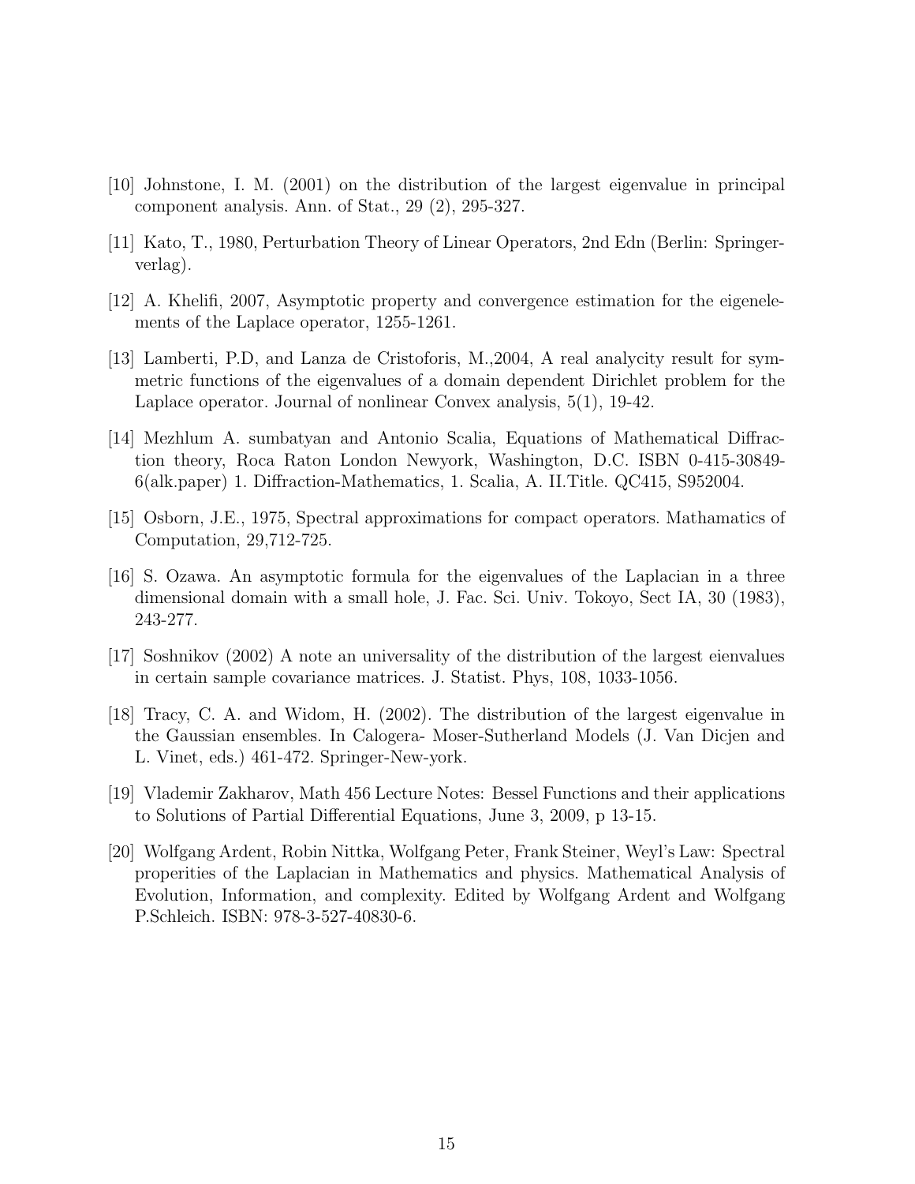[10] Johnstone, I. M. (2001) on the distribution of the largest eigenvalue in principal component analysis. Ann. of Stat., 29 (2), 295-327.

[11] Kato, T., 1980, Perturbation Theory of Linear Operators, 2nd Edn (Berlin: Springer-verlag).

[12] A. Khelifi, 2007, Asymptotic property and convergence estimation for the eigenelements of the Laplace operator, 1255-1261.

[13] Lamberti, P.D, and Lanza de Cristoforis, M.,2004, A real analycity result for symmetric functions of the eigenvalues of a domain dependent Dirichlet problem for the Laplace operator. Journal of nonlinear Convex analysis, 5(1), 19-42.

[14] Mezhlum A. sumbatyan and Antonio Scalia, Equations of Mathematical Diffraction theory, Roca Raton London Newyork, Washington, D.C. ISBN 0-415-30849-6(alk.paper) 1. Diffraction-Mathematics, 1. Scalia, A. II.Title. QC415, S952004.

[15] Osborn, J.E., 1975, Spectral approximations for compact operators. Mathamatics of Computation, 29,712-725.

[16] S. Ozawa. An asymptotic formula for the eigenvalues of the Laplacian in a three dimensional domain with a small hole, J. Fac. Sci. Univ. Tokoyo, Sect IA, 30 (1983), 243-277.

[17] Soshnikov (2002) A note an universality of the distribution of the largest eienvalues in certain sample covariance matrices. J. Statist. Phys, 108, 1033-1056.

[18] Tracy, C. A. and Widom, H. (2002). The distribution of the largest eigenvalue in the Gaussian ensembles. In Calogera- Moser-Sutherland Models (J. Van Dicjen and L. Vinet, eds.) 461-472. Springer-New-york.

[19] Vlademir Zakharov, Math 456 Lecture Notes: Bessel Functions and their applications to Solutions of Partial Differential Equations, June 3, 2009, p 13-15.

[20] Wolfgang Ardent, Robin Nittka, Wolfgang Peter, Frank Steiner, Weyl's Law: Spectral properities of the Laplacian in Mathematics and physics. Mathematical Analysis of Evolution, Information, and complexity. Edited by Wolfgang Ardent and Wolfgang P.Schleich. ISBN: 978-3-527-40830-6.